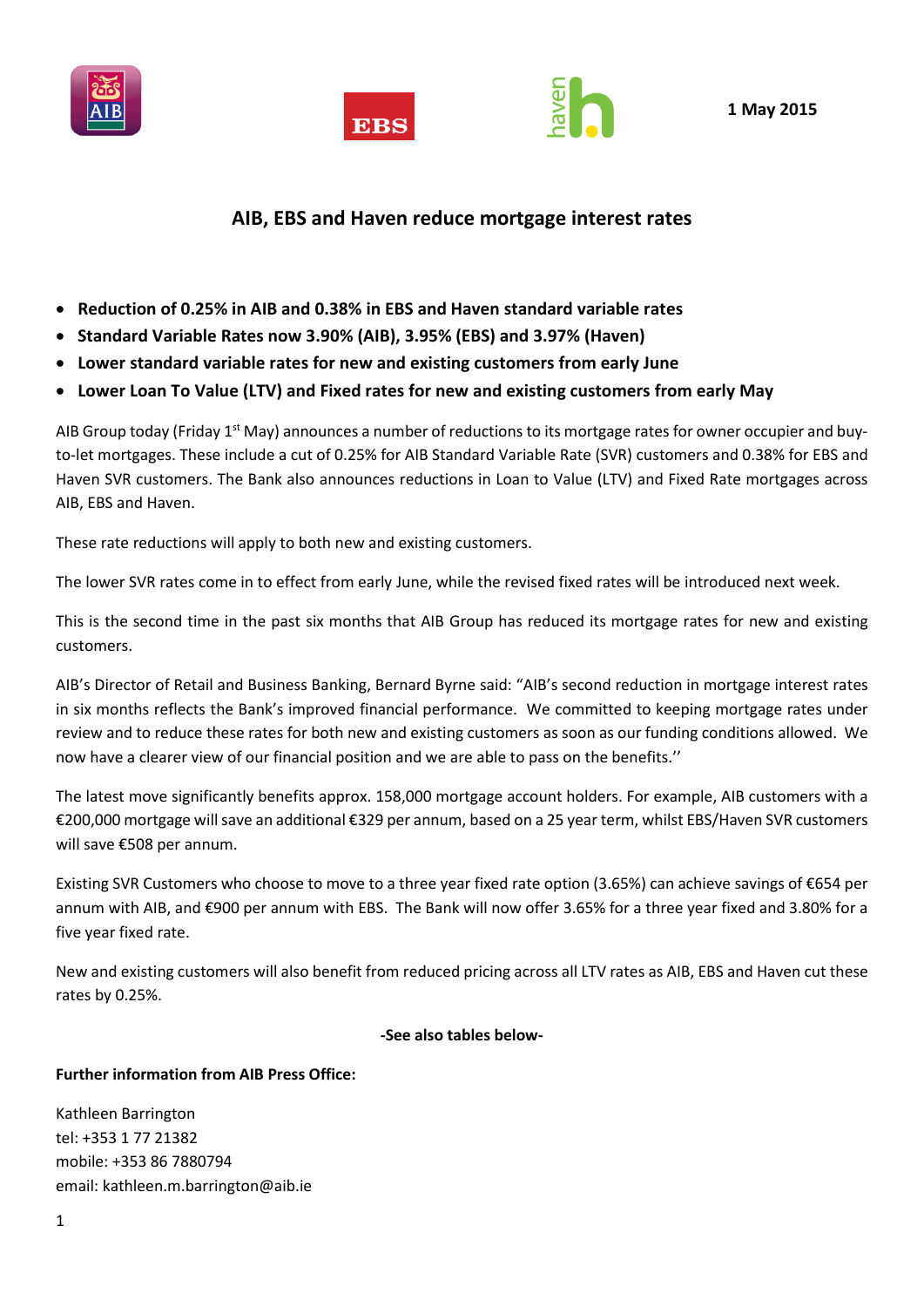1 May 2015

# AIB, EBS and Haven reduce mortgage interest rates

- **Reduction of 0.25% in AIB and 0.38% in EBS and Haven standard variable rates**
- **Standard Variable Rates now 3.90% (AIB), 3.95% (EBS) and 3.97% (Haven)**
- **Lower standard variable rates for new and existing customers from early June**
- **Lower Loan To Value (LTV) and Fixed rates for new and existing customers from early May**

AIB Group today (Friday 1st May) announces a number of reductions to its mortgage rates for owner occupier and buy-to-let mortgages. These include a cut of 0.25% for AIB Standard Variable Rate (SVR) customers and 0.38% for EBS and Haven SVR customers. The Bank also announces reductions in Loan to Value (LTV) and Fixed Rate mortgages across AIB, EBS and Haven.

These rate reductions will apply to both new and existing customers.

The lower SVR rates come in to effect from early June, while the revised fixed rates will be introduced next week.

This is the second time in the past six months that AIB Group has reduced its mortgage rates for new and existing customers.

AIB's Director of Retail and Business Banking, Bernard Byrne said: "AIB's second reduction in mortgage interest rates in six months reflects the Bank's improved financial performance. We committed to keeping mortgage rates under review and to reduce these rates for both new and existing customers as soon as our funding conditions allowed. We now have a clearer view of our financial position and we are able to pass on the benefits.''

The latest move significantly benefits approx. 158,000 mortgage account holders. For example, AIB customers with a €200,000 mortgage will save an additional €329 per annum, based on a 25 year term, whilst EBS/Haven SVR customers will save €508 per annum.

Existing SVR Customers who choose to move to a three year fixed rate option (3.65%) can achieve savings of €654 per annum with AIB, and €900 per annum with EBS. The Bank will now offer 3.65% for a three year fixed and 3.80% for a five year fixed rate.

New and existing customers will also benefit from reduced pricing across all LTV rates as AIB, EBS and Haven cut these rates by 0.25%.

**-See also tables below-**

**Further information from AIB Press Office:**

Kathleen Barrington
tel: +353 1 77 21382
mobile: +353 86 7880794
email: kathleen.m.barrington@aib.ie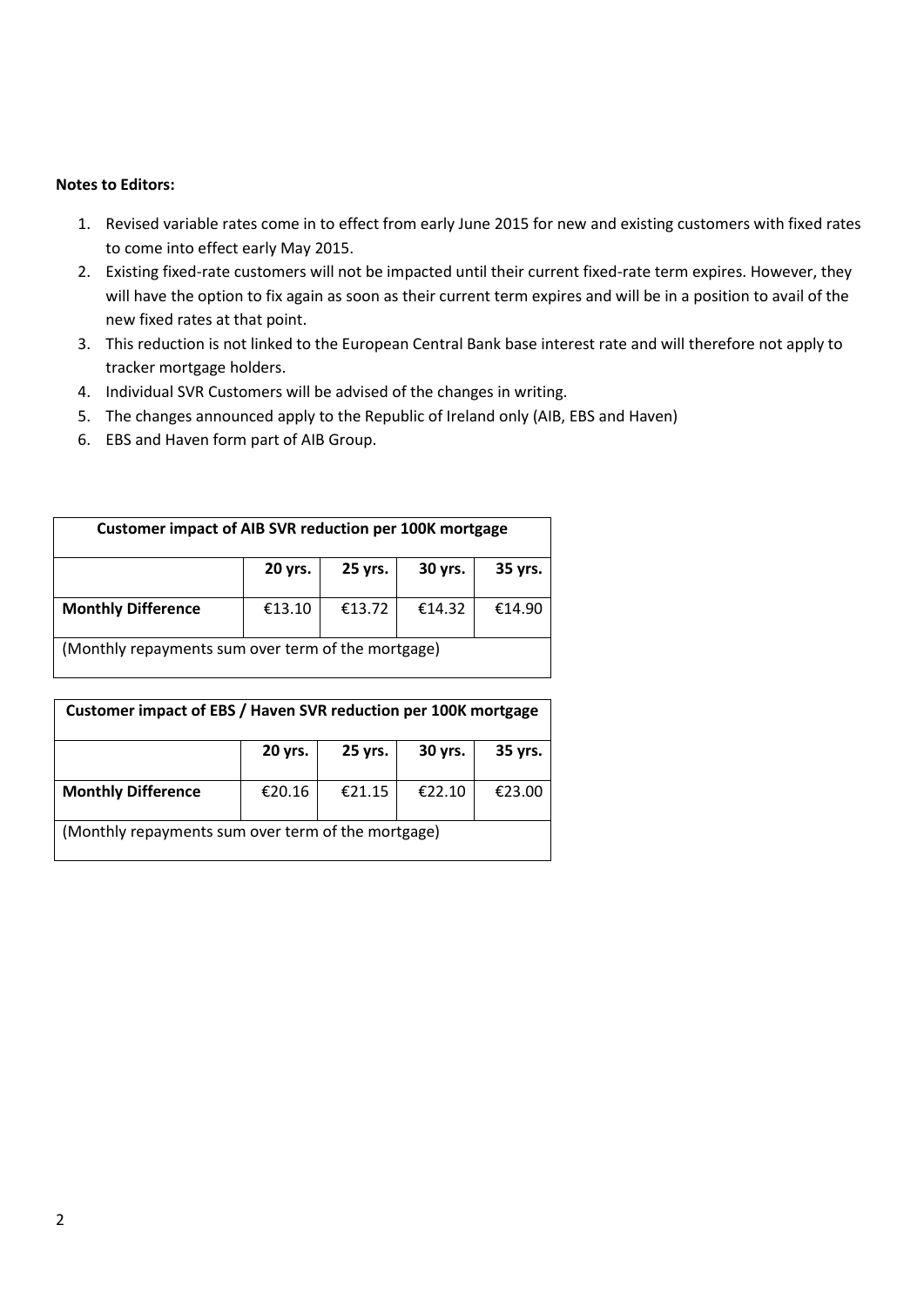**Notes to Editors:**

1. Revised variable rates come in to effect from early June 2015 for new and existing customers with fixed rates to come into effect early May 2015.
2. Existing fixed-rate customers will not be impacted until their current fixed-rate term expires. However, they will have the option to fix again as soon as their current term expires and will be in a position to avail of the new fixed rates at that point.
3. This reduction is not linked to the European Central Bank base interest rate and will therefore not apply to tracker mortgage holders.
4. Individual SVR Customers will be advised of the changes in writing.
5. The changes announced apply to the Republic of Ireland only (AIB, EBS and Haven)
6. EBS and Haven form part of AIB Group.

| **Customer impact of AIB SVR reduction per 100K mortgage** | | | | |
|---|---|---|---|---|
| | **20 yrs.** | **25 yrs.** | **30 yrs.** | **35 yrs.** |
| **Monthly Difference** | €13.10 | €13.72 | €14.32 | €14.90 |
| (Monthly repayments sum over term of the mortgage) | | | | |

| **Customer impact of EBS / Haven SVR reduction per 100K mortgage** | | | | |
|---|---|---|---|---|
| | **20 yrs.** | **25 yrs.** | **30 yrs.** | **35 yrs.** |
| **Monthly Difference** | €20.16 | €21.15 | €22.10 | €23.00 |
| (Monthly repayments sum over term of the mortgage) | | | | |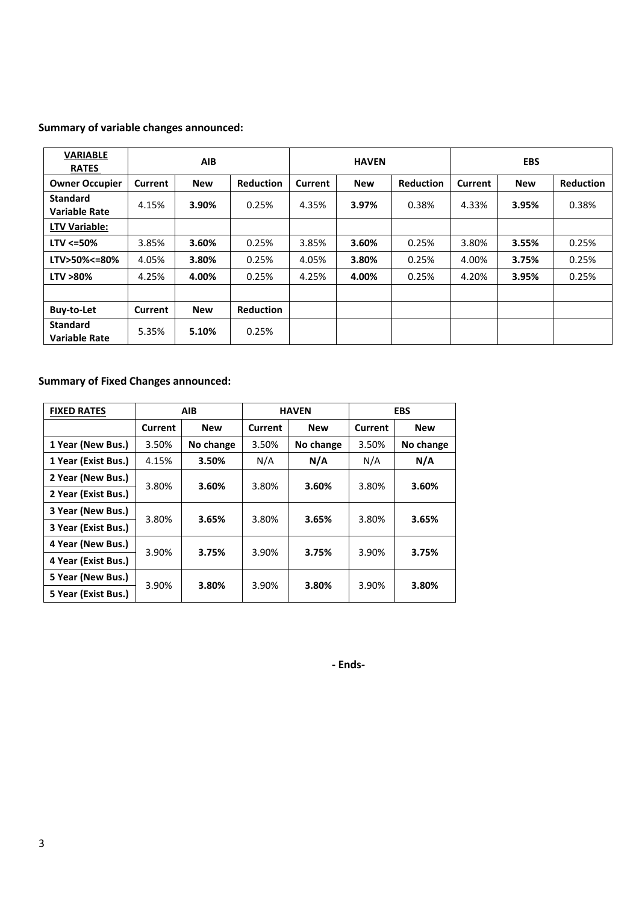**Summary of variable changes announced:**

| **VARIABLE RATES** | **AIB** | | | **HAVEN** | | | **EBS** | | |
|---|---|---|---|---|---|---|---|---|---|
| **Owner Occupier** | **Current** | **New** | **Reduction** | **Current** | **New** | **Reduction** | **Current** | **New** | **Reduction** |
| **Standard Variable Rate** | 4.15% | **3.90%** | 0.25% | 4.35% | **3.97%** | 0.38% | 4.33% | **3.95%** | 0.38% |
| **LTV Variable:** | | | | | | | | | |
| **LTV <=50%** | 3.85% | **3.60%** | 0.25% | 3.85% | **3.60%** | 0.25% | 3.80% | **3.55%** | 0.25% |
| **LTV>50%<=80%** | 4.05% | **3.80%** | 0.25% | 4.05% | **3.80%** | 0.25% | 4.00% | **3.75%** | 0.25% |
| **LTV >80%** | 4.25% | **4.00%** | 0.25% | 4.25% | **4.00%** | 0.25% | 4.20% | **3.95%** | 0.25% |
| | | | | | | | | | |
| **Buy-to-Let** | **Current** | **New** | **Reduction** | | | | | | |
| **Standard Variable Rate** | 5.35% | **5.10%** | 0.25% | | | | | | |

**Summary of Fixed Changes announced:**

| **FIXED RATES** | **AIB** | | **HAVEN** | | **EBS** | |
|---|---|---|---|---|---|---|
| | **Current** | **New** | **Current** | **New** | **Current** | **New** |
| **1 Year (New Bus.)** | 3.50% | **No change** | 3.50% | **No change** | 3.50% | **No change** |
| **1 Year (Exist Bus.)** | 4.15% | **3.50%** | N/A | **N/A** | N/A | **N/A** |
| **2 Year (New Bus.)** | 3.80% | **3.60%** | 3.80% | **3.60%** | 3.80% | **3.60%** |
| **2 Year (Exist Bus.)** | | | | | | |
| **3 Year (New Bus.)** | 3.80% | **3.65%** | 3.80% | **3.65%** | 3.80% | **3.65%** |
| **3 Year (Exist Bus.)** | | | | | | |
| **4 Year (New Bus.)** | 3.90% | **3.75%** | 3.90% | **3.75%** | 3.90% | **3.75%** |
| **4 Year (Exist Bus.)** | | | | | | |
| **5 Year (New Bus.)** | 3.90% | **3.80%** | 3.90% | **3.80%** | 3.90% | **3.80%** |
| **5 Year (Exist Bus.)** | | | | | | |

**- Ends-**